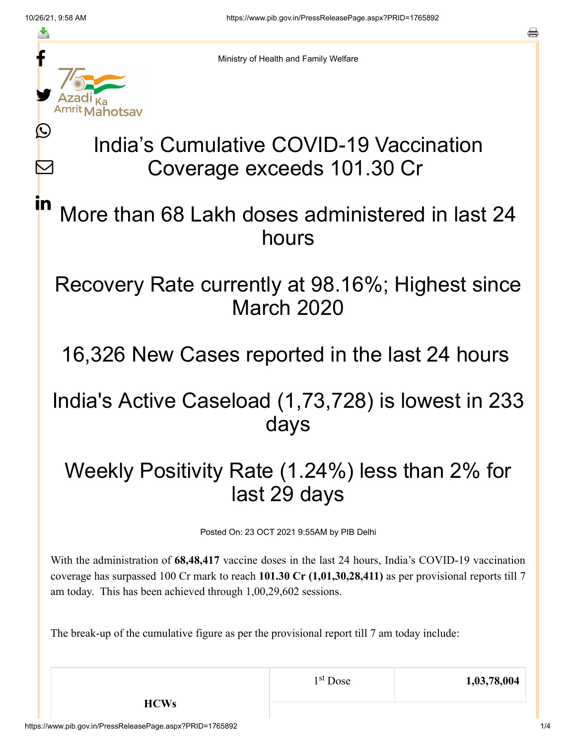Ministry of Health and Family Welfare

# India's Cumulative COVID-19 Vaccination Coverage exceeds 101.30 Cr

## More than 68 Lakh doses administered in last 24 hours

## Recovery Rate currently at 98.16%; Highest since March 2020

## 16,326 New Cases reported in the last 24 hours

## India's Active Caseload (1,73,728) is lowest in 233 days

## Weekly Positivity Rate (1.24%) less than 2% for last 29 days

Posted On: 23 OCT 2021 9:55AM by PIB Delhi

With the administration of **68,48,417** vaccine doses in the last 24 hours, India's COVID-19 vaccination coverage has surpassed 100 Cr mark to reach **101.30 Cr (1,01,30,28,411)** as per provisional reports till 7 am today. This has been achieved through 1,00,29,602 sessions.

The break-up of the cumulative figure as per the provisional report till 7 am today include:

| | | |
|---|---|---|
| **HCWs** | 1st Dose | **1,03,78,004** |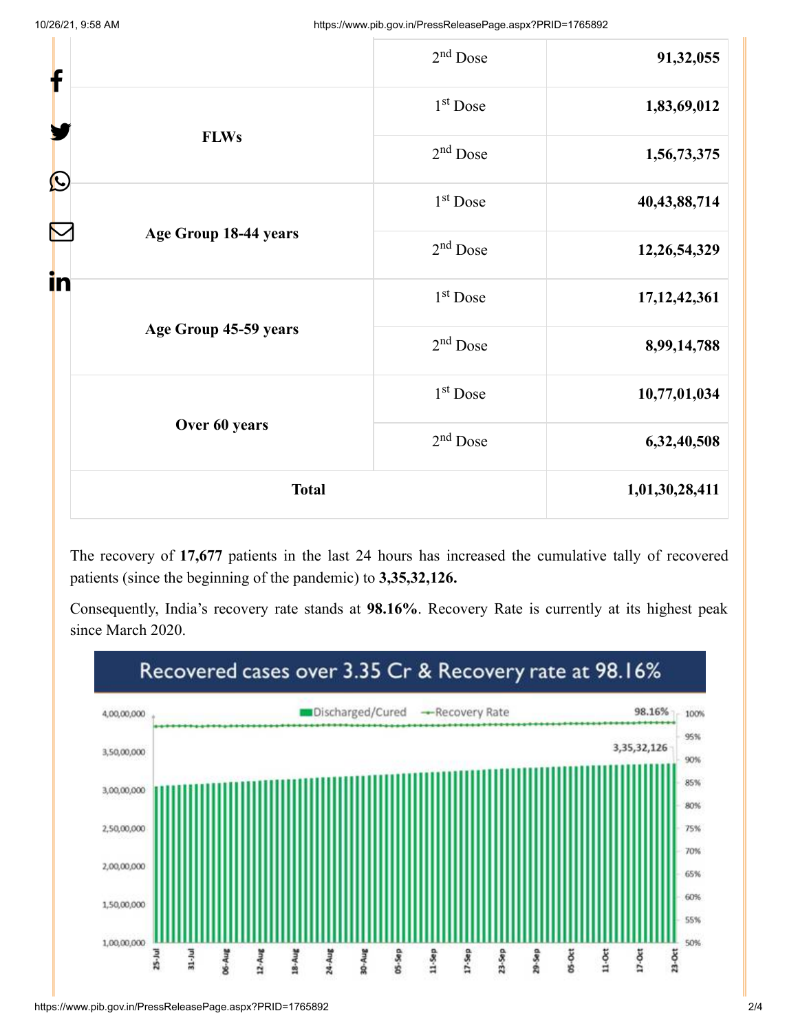| | | |
|---|---|---|
| | 2nd Dose | **91,32,055** |
| **FLWs** | 1st Dose | **1,83,69,012** |
| | 2nd Dose | **1,56,73,375** |
| **Age Group 18-44 years** | 1st Dose | **40,43,88,714** |
| | 2nd Dose | **12,26,54,329** |
| **Age Group 45-59 years** | 1st Dose | **17,12,42,361** |
| | 2nd Dose | **8,99,14,788** |
| **Over 60 years** | 1st Dose | **10,77,01,034** |
| | 2nd Dose | **6,32,40,508** |
| **Total** | | **1,01,30,28,411** |

The recovery of **17,677** patients in the last 24 hours has increased the cumulative tally of recovered patients (since the beginning of the pandemic) to **3,35,32,126.**

Consequently, India's recovery rate stands at **98.16%**. Recovery Rate is currently at its highest peak since March 2020.

Recovered cases over 3.35 Cr & Recovery rate at 98.16%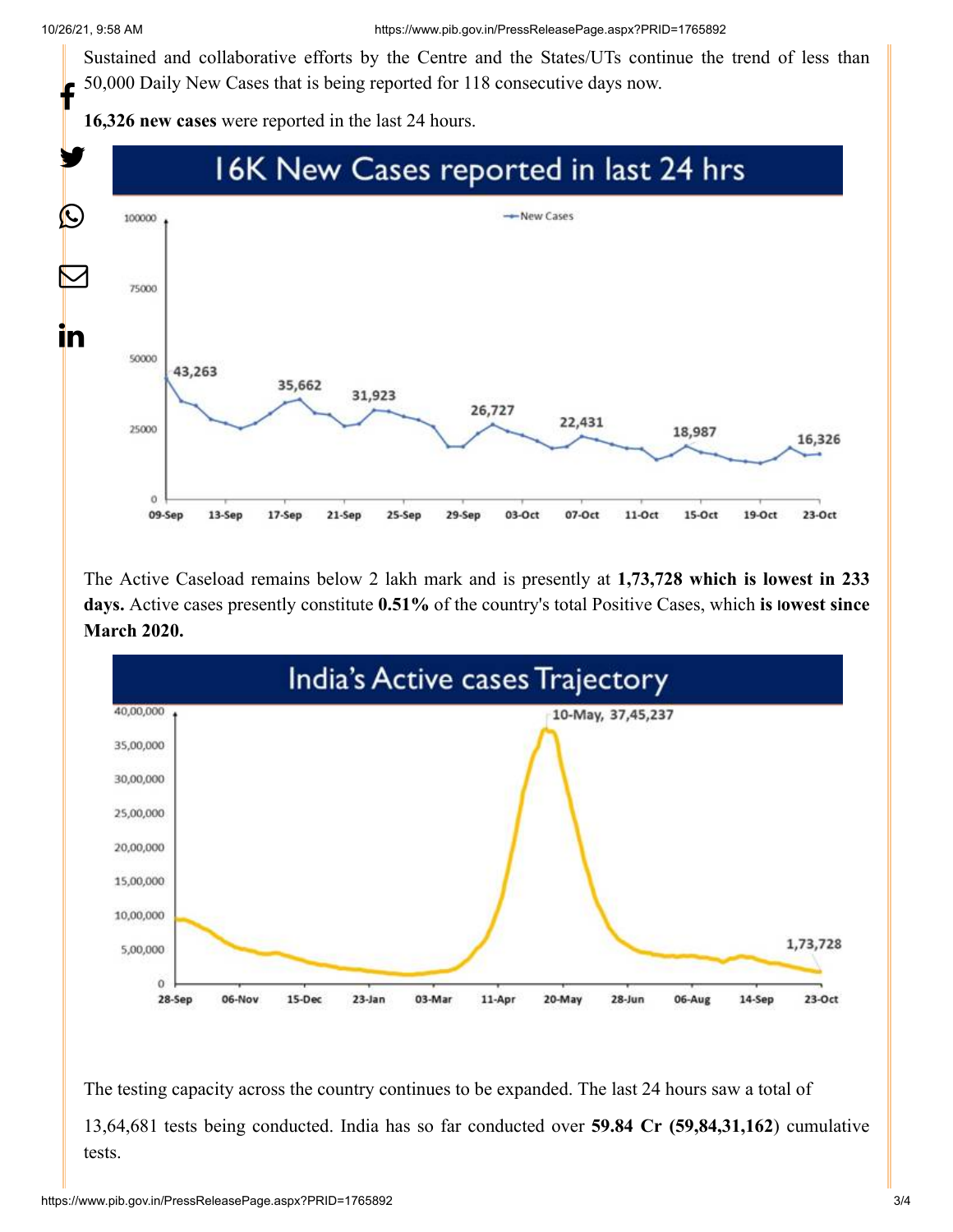Sustained and collaborative efforts by the Centre and the States/UTs continue the trend of less than 50,000 Daily New Cases that is being reported for 118 consecutive days now.

**16,326 new cases** were reported in the last 24 hours.

16K New Cases reported in last 24 hrs

The Active Caseload remains below 2 lakh mark and is presently at **1,73,728 which is lowest in 233 days.** Active cases presently constitute **0.51%** of the country's total Positive Cases, which **is lowest since March 2020.**

India's Active cases Trajectory

The testing capacity across the country continues to be expanded. The last 24 hours saw a total of 13,64,681 tests being conducted. India has so far conducted over **59.84 Cr (59,84,31,162**) cumulative tests.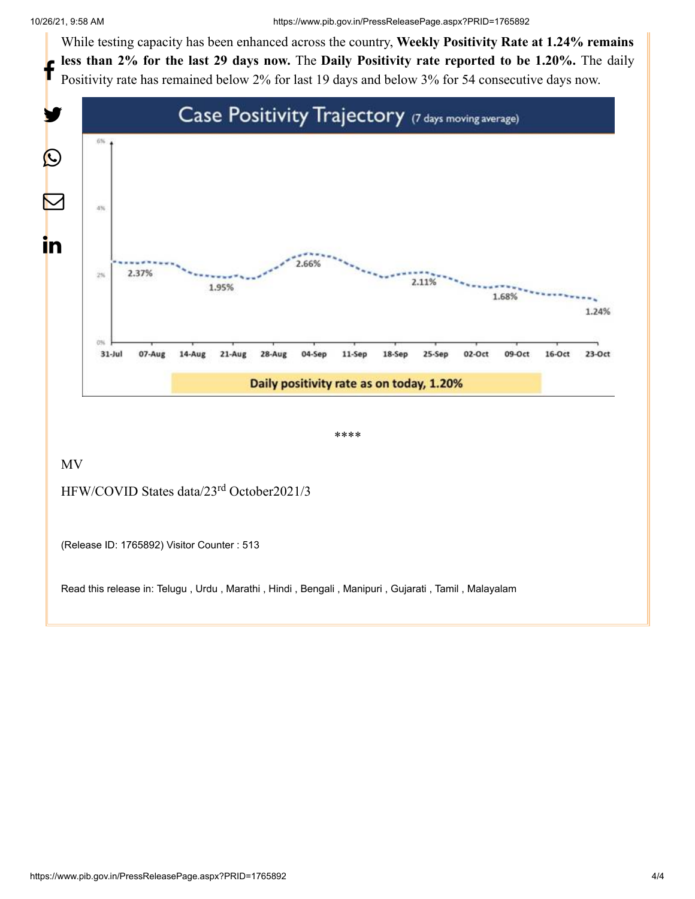While testing capacity has been enhanced across the country, **Weekly Positivity Rate at 1.24% remains less than 2% for the last 29 days now.** The **Daily Positivity rate reported to be 1.20%.** The daily Positivity rate has remained below 2% for last 19 days and below 3% for 54 consecutive days now.

Case Positivity Trajectory (7 days moving average)

6%
4%
2%
0%

2.37%
1.95%
2.66%
2.11%
1.68%
1.24%

31-Jul 07-Aug 14-Aug 21-Aug 28-Aug 04-Sep 11-Sep 18-Sep 25-Sep 02-Oct 09-Oct 16-Oct 23-Oct

Daily positivity rate as on today, 1.20%

****

MV

HFW/COVID States data/23rd October2021/3

(Release ID: 1765892) Visitor Counter : 513

Read this release in: Telugu , Urdu , Marathi , Hindi , Bengali , Manipuri , Gujarati , Tamil , Malayalam